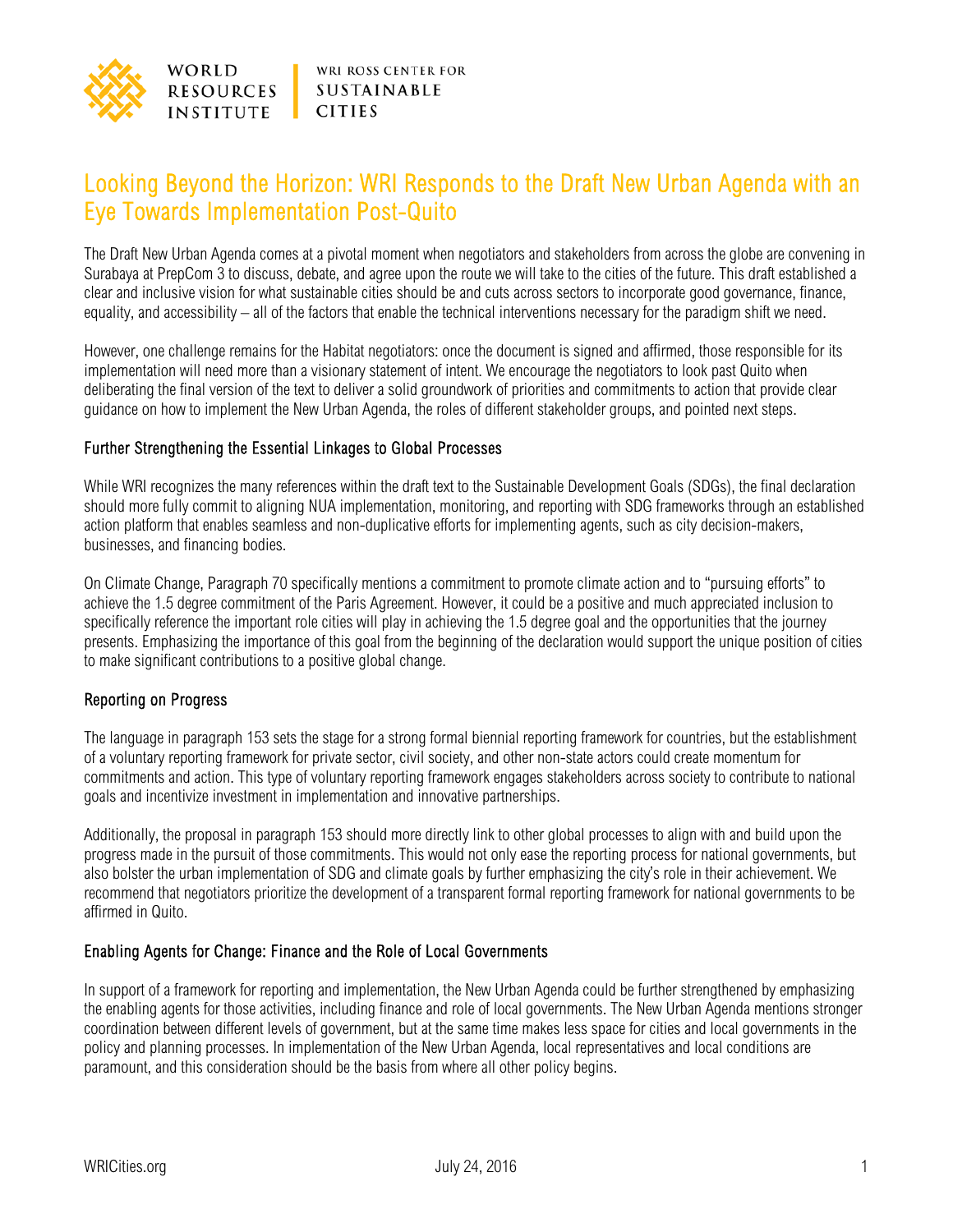WORLD RESOURCES INSTITUTE | WRI ROSS CENTER FOR SUSTAINABLE CITIES

# Looking Beyond the Horizon: WRI Responds to the Draft New Urban Agenda with an Eye Towards Implementation Post-Quito

The Draft New Urban Agenda comes at a pivotal moment when negotiators and stakeholders from across the globe are convening in Surabaya at PrepCom 3 to discuss, debate, and agree upon the route we will take to the cities of the future. This draft established a clear and inclusive vision for what sustainable cities should be and cuts across sectors to incorporate good governance, finance, equality, and accessibility – all of the factors that enable the technical interventions necessary for the paradigm shift we need.

However, one challenge remains for the Habitat negotiators: once the document is signed and affirmed, those responsible for its implementation will need more than a visionary statement of intent. We encourage the negotiators to look past Quito when deliberating the final version of the text to deliver a solid groundwork of priorities and commitments to action that provide clear guidance on how to implement the New Urban Agenda, the roles of different stakeholder groups, and pointed next steps.

### Further Strengthening the Essential Linkages to Global Processes

While WRI recognizes the many references within the draft text to the Sustainable Development Goals (SDGs), the final declaration should more fully commit to aligning NUA implementation, monitoring, and reporting with SDG frameworks through an established action platform that enables seamless and non-duplicative efforts for implementing agents, such as city decision-makers, businesses, and financing bodies.

On Climate Change, Paragraph 70 specifically mentions a commitment to promote climate action and to "pursuing efforts" to achieve the 1.5 degree commitment of the Paris Agreement. However, it could be a positive and much appreciated inclusion to specifically reference the important role cities will play in achieving the 1.5 degree goal and the opportunities that the journey presents. Emphasizing the importance of this goal from the beginning of the declaration would support the unique position of cities to make significant contributions to a positive global change.

### Reporting on Progress

The language in paragraph 153 sets the stage for a strong formal biennial reporting framework for countries, but the establishment of a voluntary reporting framework for private sector, civil society, and other non-state actors could create momentum for commitments and action. This type of voluntary reporting framework engages stakeholders across society to contribute to national goals and incentivize investment in implementation and innovative partnerships.

Additionally, the proposal in paragraph 153 should more directly link to other global processes to align with and build upon the progress made in the pursuit of those commitments. This would not only ease the reporting process for national governments, but also bolster the urban implementation of SDG and climate goals by further emphasizing the city's role in their achievement. We recommend that negotiators prioritize the development of a transparent formal reporting framework for national governments to be affirmed in Quito.

### Enabling Agents for Change: Finance and the Role of Local Governments

In support of a framework for reporting and implementation, the New Urban Agenda could be further strengthened by emphasizing the enabling agents for those activities, including finance and role of local governments. The New Urban Agenda mentions stronger coordination between different levels of government, but at the same time makes less space for cities and local governments in the policy and planning processes. In implementation of the New Urban Agenda, local representatives and local conditions are paramount, and this consideration should be the basis from where all other policy begins.

WRICities.org July 24, 2016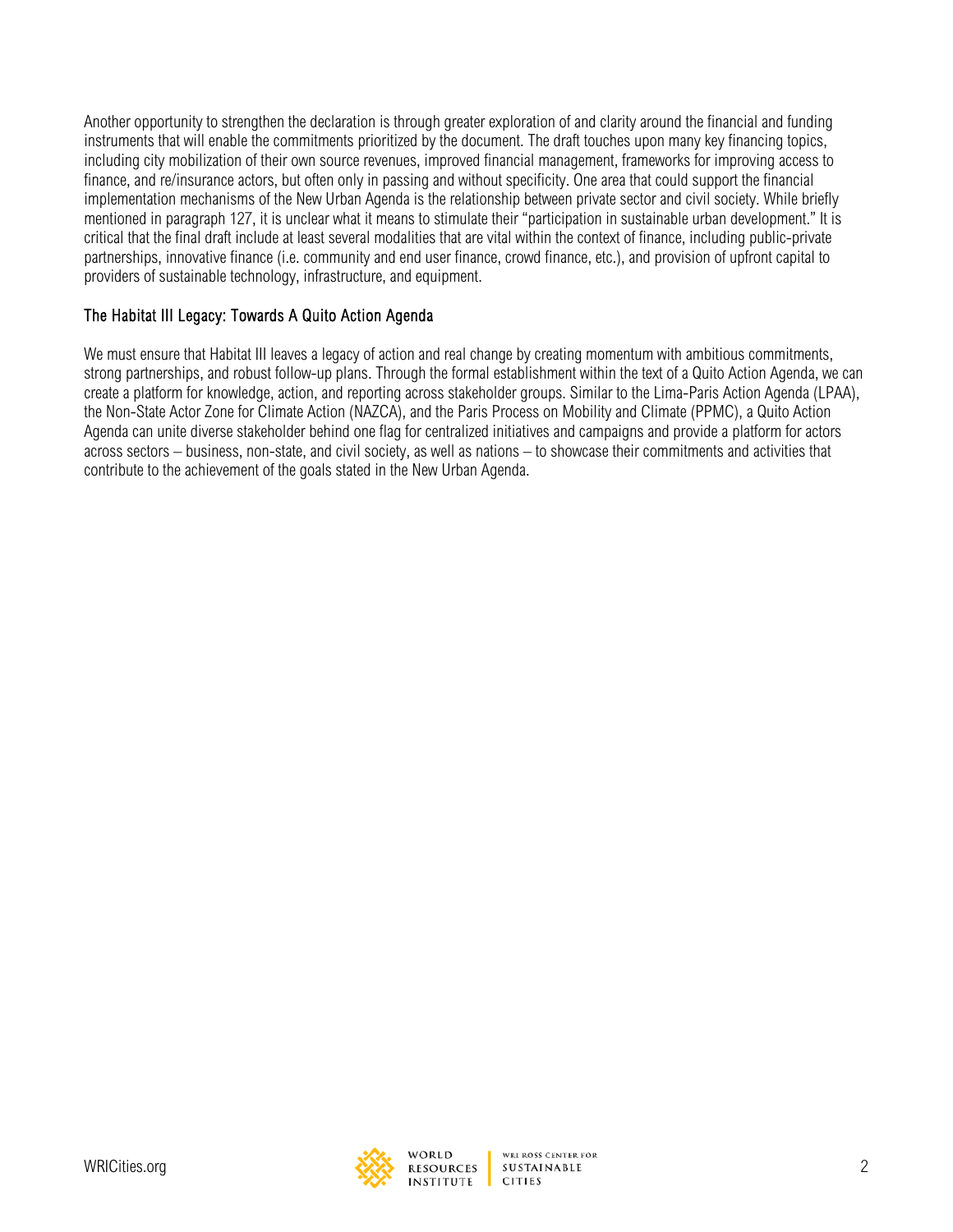Another opportunity to strengthen the declaration is through greater exploration of and clarity around the financial and funding instruments that will enable the commitments prioritized by the document. The draft touches upon many key financing topics, including city mobilization of their own source revenues, improved financial management, frameworks for improving access to finance, and re/insurance actors, but often only in passing and without specificity. One area that could support the financial implementation mechanisms of the New Urban Agenda is the relationship between private sector and civil society. While briefly mentioned in paragraph 127, it is unclear what it means to stimulate their "participation in sustainable urban development." It is critical that the final draft include at least several modalities that are vital within the context of finance, including public-private partnerships, innovative finance (i.e. community and end user finance, crowd finance, etc.), and provision of upfront capital to providers of sustainable technology, infrastructure, and equipment.

### The Habitat III Legacy: Towards A Quito Action Agenda

We must ensure that Habitat III leaves a legacy of action and real change by creating momentum with ambitious commitments, strong partnerships, and robust follow-up plans. Through the formal establishment within the text of a Quito Action Agenda, we can create a platform for knowledge, action, and reporting across stakeholder groups. Similar to the Lima-Paris Action Agenda (LPAA), the Non-State Actor Zone for Climate Action (NAZCA), and the Paris Process on Mobility and Climate (PPMC), a Quito Action Agenda can unite diverse stakeholder behind one flag for centralized initiatives and campaigns and provide a platform for actors across sectors – business, non-state, and civil society, as well as nations – to showcase their commitments and activities that contribute to the achievement of the goals stated in the New Urban Agenda.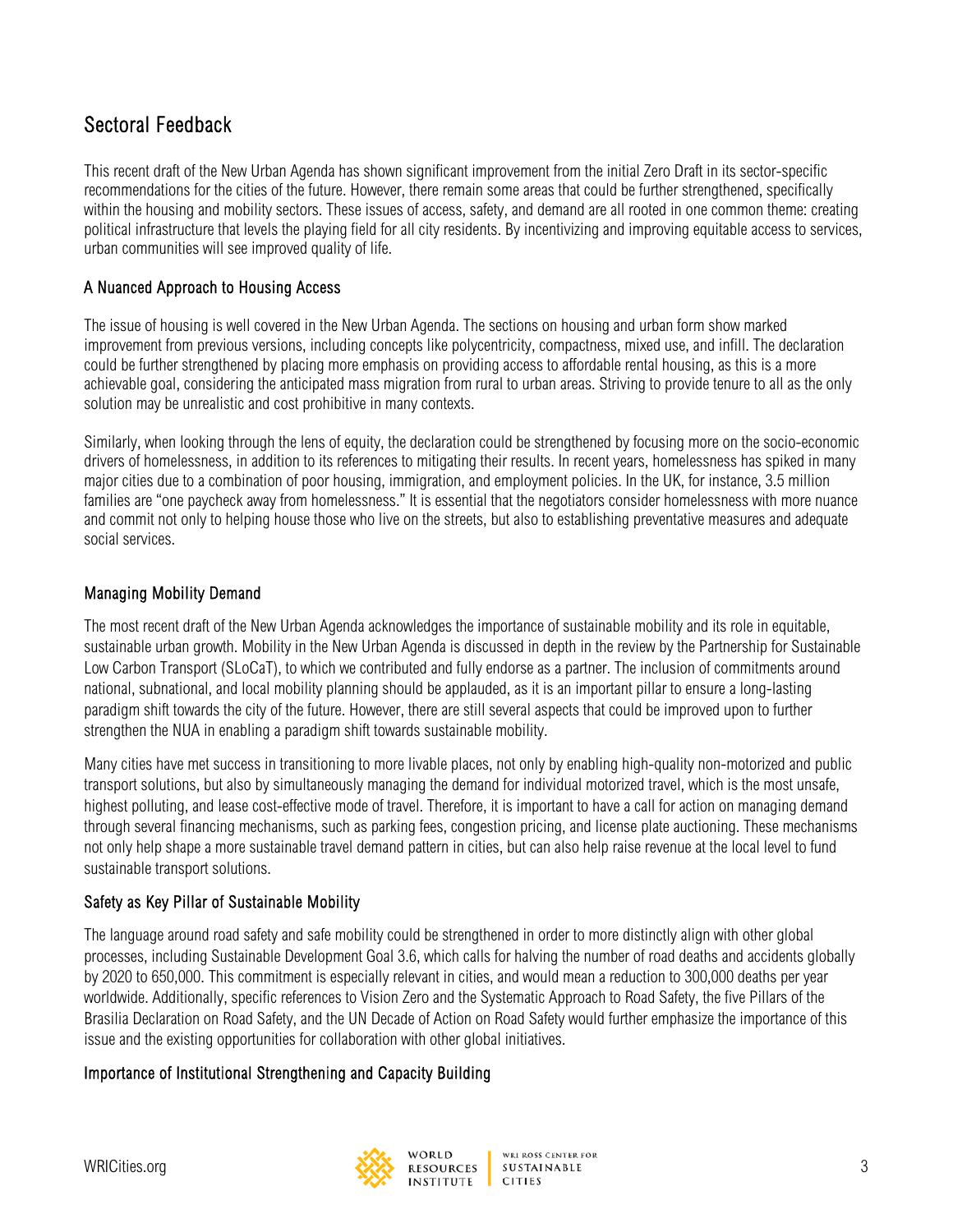## Sectoral Feedback

This recent draft of the New Urban Agenda has shown significant improvement from the initial Zero Draft in its sector-specific recommendations for the cities of the future. However, there remain some areas that could be further strengthened, specifically within the housing and mobility sectors. These issues of access, safety, and demand are all rooted in one common theme: creating political infrastructure that levels the playing field for all city residents. By incentivizing and improving equitable access to services, urban communities will see improved quality of life.

### A Nuanced Approach to Housing Access

The issue of housing is well covered in the New Urban Agenda. The sections on housing and urban form show marked improvement from previous versions, including concepts like polycentricity, compactness, mixed use, and infill. The declaration could be further strengthened by placing more emphasis on providing access to affordable rental housing, as this is a more achievable goal, considering the anticipated mass migration from rural to urban areas. Striving to provide tenure to all as the only solution may be unrealistic and cost prohibitive in many contexts.

Similarly, when looking through the lens of equity, the declaration could be strengthened by focusing more on the socio-economic drivers of homelessness, in addition to its references to mitigating their results. In recent years, homelessness has spiked in many major cities due to a combination of poor housing, immigration, and employment policies. In the UK, for instance, 3.5 million families are "one paycheck away from homelessness." It is essential that the negotiators consider homelessness with more nuance and commit not only to helping house those who live on the streets, but also to establishing preventative measures and adequate social services.

### Managing Mobility Demand

The most recent draft of the New Urban Agenda acknowledges the importance of sustainable mobility and its role in equitable, sustainable urban growth. Mobility in the New Urban Agenda is discussed in depth in the review by the Partnership for Sustainable Low Carbon Transport (SLoCaT), to which we contributed and fully endorse as a partner. The inclusion of commitments around national, subnational, and local mobility planning should be applauded, as it is an important pillar to ensure a long-lasting paradigm shift towards the city of the future. However, there are still several aspects that could be improved upon to further strengthen the NUA in enabling a paradigm shift towards sustainable mobility.

Many cities have met success in transitioning to more livable places, not only by enabling high-quality non-motorized and public transport solutions, but also by simultaneously managing the demand for individual motorized travel, which is the most unsafe, highest polluting, and lease cost-effective mode of travel. Therefore, it is important to have a call for action on managing demand through several financing mechanisms, such as parking fees, congestion pricing, and license plate auctioning. These mechanisms not only help shape a more sustainable travel demand pattern in cities, but can also help raise revenue at the local level to fund sustainable transport solutions.

### Safety as Key Pillar of Sustainable Mobility

The language around road safety and safe mobility could be strengthened in order to more distinctly align with other global processes, including Sustainable Development Goal 3.6, which calls for halving the number of road deaths and accidents globally by 2020 to 650,000. This commitment is especially relevant in cities, and would mean a reduction to 300,000 deaths per year worldwide. Additionally, specific references to Vision Zero and the Systematic Approach to Road Safety, the five Pillars of the Brasilia Declaration on Road Safety, and the UN Decade of Action on Road Safety would further emphasize the importance of this issue and the existing opportunities for collaboration with other global initiatives.

### Importance of Institutional Strengthening and Capacity Building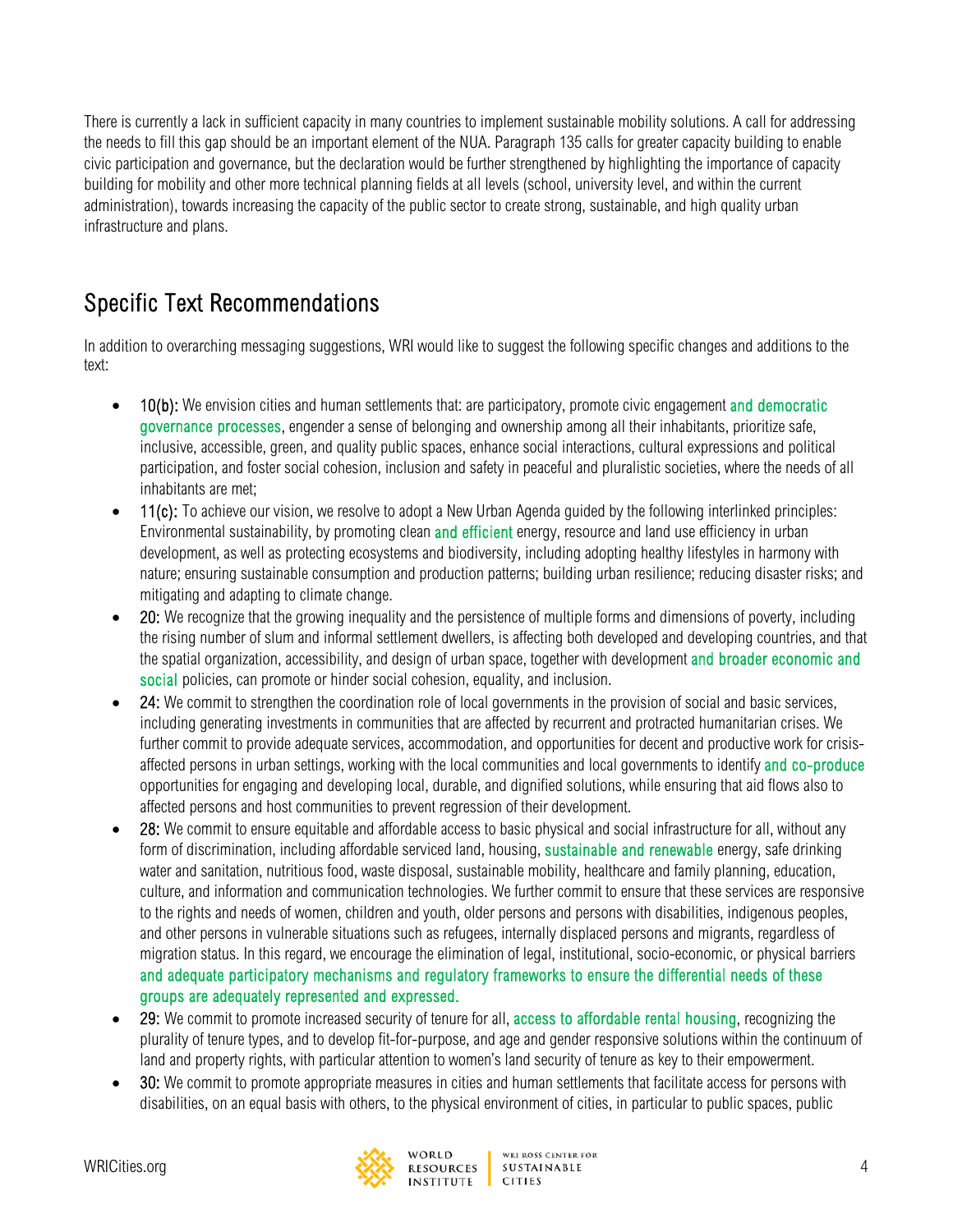There is currently a lack in sufficient capacity in many countries to implement sustainable mobility solutions. A call for addressing the needs to fill this gap should be an important element of the NUA. Paragraph 135 calls for greater capacity building to enable civic participation and governance, but the declaration would be further strengthened by highlighting the importance of capacity building for mobility and other more technical planning fields at all levels (school, university level, and within the current administration), towards increasing the capacity of the public sector to create strong, sustainable, and high quality urban infrastructure and plans.

## Specific Text Recommendations

In addition to overarching messaging suggestions, WRI would like to suggest the following specific changes and additions to the text:

- 10(b): We envision cities and human settlements that: are participatory, promote civic engagement and democratic governance processes, engender a sense of belonging and ownership among all their inhabitants, prioritize safe, inclusive, accessible, green, and quality public spaces, enhance social interactions, cultural expressions and political participation, and foster social cohesion, inclusion and safety in peaceful and pluralistic societies, where the needs of all inhabitants are met;
- 11(c): To achieve our vision, we resolve to adopt a New Urban Agenda guided by the following interlinked principles: Environmental sustainability, by promoting clean and efficient energy, resource and land use efficiency in urban development, as well as protecting ecosystems and biodiversity, including adopting healthy lifestyles in harmony with nature; ensuring sustainable consumption and production patterns; building urban resilience; reducing disaster risks; and mitigating and adapting to climate change.
- 20: We recognize that the growing inequality and the persistence of multiple forms and dimensions of poverty, including the rising number of slum and informal settlement dwellers, is affecting both developed and developing countries, and that the spatial organization, accessibility, and design of urban space, together with development and broader economic and social policies, can promote or hinder social cohesion, equality, and inclusion.
- 24: We commit to strengthen the coordination role of local governments in the provision of social and basic services, including generating investments in communities that are affected by recurrent and protracted humanitarian crises. We further commit to provide adequate services, accommodation, and opportunities for decent and productive work for crisis-affected persons in urban settings, working with the local communities and local governments to identify and co-produce opportunities for engaging and developing local, durable, and dignified solutions, while ensuring that aid flows also to affected persons and host communities to prevent regression of their development.
- 28: We commit to ensure equitable and affordable access to basic physical and social infrastructure for all, without any form of discrimination, including affordable serviced land, housing, sustainable and renewable energy, safe drinking water and sanitation, nutritious food, waste disposal, sustainable mobility, healthcare and family planning, education, culture, and information and communication technologies. We further commit to ensure that these services are responsive to the rights and needs of women, children and youth, older persons and persons with disabilities, indigenous peoples, and other persons in vulnerable situations such as refugees, internally displaced persons and migrants, regardless of migration status. In this regard, we encourage the elimination of legal, institutional, socio-economic, or physical barriers and adequate participatory mechanisms and regulatory frameworks to ensure the differential needs of these groups are adequately represented and expressed.
- 29: We commit to promote increased security of tenure for all, access to affordable rental housing, recognizing the plurality of tenure types, and to develop fit-for-purpose, and age and gender responsive solutions within the continuum of land and property rights, with particular attention to women's land security of tenure as key to their empowerment.
- 30: We commit to promote appropriate measures in cities and human settlements that facilitate access for persons with disabilities, on an equal basis with others, to the physical environment of cities, in particular to public spaces, public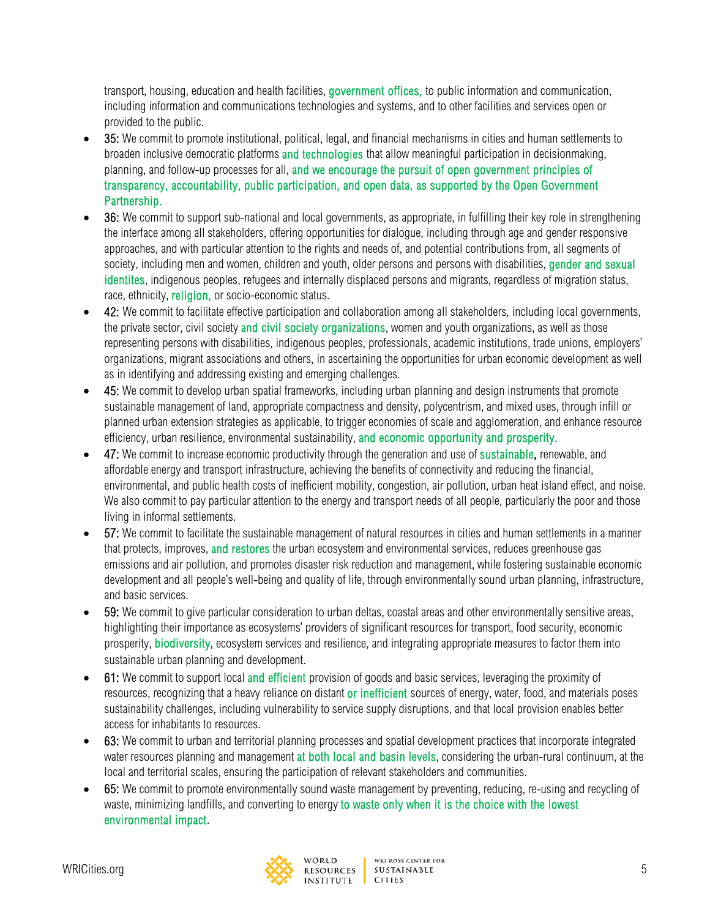transport, housing, education and health facilities, government offices, to public information and communication, including information and communications technologies and systems, and to other facilities and services open or provided to the public.

- **35:** We commit to promote institutional, political, legal, and financial mechanisms in cities and human settlements to broaden inclusive democratic platforms and technologies that allow meaningful participation in decisionmaking, planning, and follow-up processes for all, and we encourage the pursuit of open government principles of transparency, accountability, public participation, and open data, as supported by the Open Government Partnership.
- **36:** We commit to support sub-national and local governments, as appropriate, in fulfilling their key role in strengthening the interface among all stakeholders, offering opportunities for dialogue, including through age and gender responsive approaches, and with particular attention to the rights and needs of, and potential contributions from, all segments of society, including men and women, children and youth, older persons and persons with disabilities, gender and sexual identites, indigenous peoples, refugees and internally displaced persons and migrants, regardless of migration status, race, ethnicity, religion, or socio-economic status.
- **42:** We commit to facilitate effective participation and collaboration among all stakeholders, including local governments, the private sector, civil society and civil society organizations, women and youth organizations, as well as those representing persons with disabilities, indigenous peoples, professionals, academic institutions, trade unions, employers' organizations, migrant associations and others, in ascertaining the opportunities for urban economic development as well as in identifying and addressing existing and emerging challenges.
- **45:** We commit to develop urban spatial frameworks, including urban planning and design instruments that promote sustainable management of land, appropriate compactness and density, polycentrism, and mixed uses, through infill or planned urban extension strategies as applicable, to trigger economies of scale and agglomeration, and enhance resource efficiency, urban resilience, environmental sustainability, and economic opportunity and prosperity.
- **47:** We commit to increase economic productivity through the generation and use of sustainable, renewable, and affordable energy and transport infrastructure, achieving the benefits of connectivity and reducing the financial, environmental, and public health costs of inefficient mobility, congestion, air pollution, urban heat island effect, and noise. We also commit to pay particular attention to the energy and transport needs of all people, particularly the poor and those living in informal settlements.
- **57:** We commit to facilitate the sustainable management of natural resources in cities and human settlements in a manner that protects, improves, and restores the urban ecosystem and environmental services, reduces greenhouse gas emissions and air pollution, and promotes disaster risk reduction and management, while fostering sustainable economic development and all people's well-being and quality of life, through environmentally sound urban planning, infrastructure, and basic services.
- **59:** We commit to give particular consideration to urban deltas, coastal areas and other environmentally sensitive areas, highlighting their importance as ecosystems' providers of significant resources for transport, food security, economic prosperity, biodiversity, ecosystem services and resilience, and integrating appropriate measures to factor them into sustainable urban planning and development.
- **61:** We commit to support local and efficient provision of goods and basic services, leveraging the proximity of resources, recognizing that a heavy reliance on distant or inefficient sources of energy, water, food, and materials poses sustainability challenges, including vulnerability to service supply disruptions, and that local provision enables better access for inhabitants to resources.
- **63:** We commit to urban and territorial planning processes and spatial development practices that incorporate integrated water resources planning and management at both local and basin levels, considering the urban-rural continuum, at the local and territorial scales, ensuring the participation of relevant stakeholders and communities.
- **65:** We commit to promote environmentally sound waste management by preventing, reducing, re-using and recycling of waste, minimizing landfills, and converting to energy to waste only when it is the choice with the lowest environmental impact.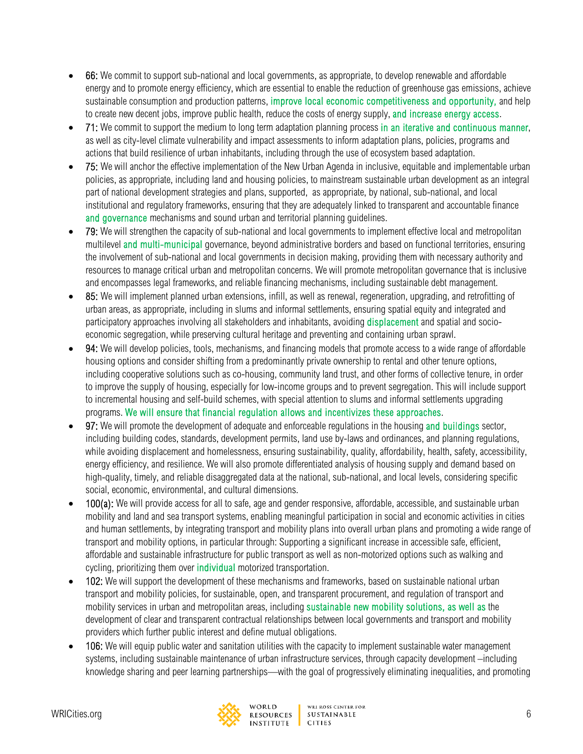- **66:** We commit to support sub-national and local governments, as appropriate, to develop renewable and affordable energy and to promote energy efficiency, which are essential to enable the reduction of greenhouse gas emissions, achieve sustainable consumption and production patterns, improve local economic competitiveness and opportunity, and help to create new decent jobs, improve public health, reduce the costs of energy supply, and increase energy access.
- **71:** We commit to support the medium to long term adaptation planning process in an iterative and continuous manner, as well as city-level climate vulnerability and impact assessments to inform adaptation plans, policies, programs and actions that build resilience of urban inhabitants, including through the use of ecosystem based adaptation.
- **75:** We will anchor the effective implementation of the New Urban Agenda in inclusive, equitable and implementable urban policies, as appropriate, including land and housing policies, to mainstream sustainable urban development as an integral part of national development strategies and plans, supported, as appropriate, by national, sub-national, and local institutional and regulatory frameworks, ensuring that they are adequately linked to transparent and accountable finance and governance mechanisms and sound urban and territorial planning guidelines.
- **79:** We will strengthen the capacity of sub-national and local governments to implement effective local and metropolitan multilevel and multi-municipal governance, beyond administrative borders and based on functional territories, ensuring the involvement of sub-national and local governments in decision making, providing them with necessary authority and resources to manage critical urban and metropolitan concerns. We will promote metropolitan governance that is inclusive and encompasses legal frameworks, and reliable financing mechanisms, including sustainable debt management.
- **85:** We will implement planned urban extensions, infill, as well as renewal, regeneration, upgrading, and retrofitting of urban areas, as appropriate, including in slums and informal settlements, ensuring spatial equity and integrated and participatory approaches involving all stakeholders and inhabitants, avoiding displacement and spatial and socio-economic segregation, while preserving cultural heritage and preventing and containing urban sprawl.
- **94:** We will develop policies, tools, mechanisms, and financing models that promote access to a wide range of affordable housing options and consider shifting from a predominantly private ownership to rental and other tenure options, including cooperative solutions such as co-housing, community land trust, and other forms of collective tenure, in order to improve the supply of housing, especially for low-income groups and to prevent segregation. This will include support to incremental housing and self-build schemes, with special attention to slums and informal settlements upgrading programs. We will ensure that financial regulation allows and incentivizes these approaches.
- **97:** We will promote the development of adequate and enforceable regulations in the housing and buildings sector, including building codes, standards, development permits, land use by-laws and ordinances, and planning regulations, while avoiding displacement and homelessness, ensuring sustainability, quality, affordability, health, safety, accessibility, energy efficiency, and resilience. We will also promote differentiated analysis of housing supply and demand based on high-quality, timely, and reliable disaggregated data at the national, sub-national, and local levels, considering specific social, economic, environmental, and cultural dimensions.
- **100(a):** We will provide access for all to safe, age and gender responsive, affordable, accessible, and sustainable urban mobility and land and sea transport systems, enabling meaningful participation in social and economic activities in cities and human settlements, by integrating transport and mobility plans into overall urban plans and promoting a wide range of transport and mobility options, in particular through: Supporting a significant increase in accessible safe, efficient, affordable and sustainable infrastructure for public transport as well as non-motorized options such as walking and cycling, prioritizing them over individual motorized transportation.
- **102:** We will support the development of these mechanisms and frameworks, based on sustainable national urban transport and mobility policies, for sustainable, open, and transparent procurement, and regulation of transport and mobility services in urban and metropolitan areas, including sustainable new mobility solutions, as well as the development of clear and transparent contractual relationships between local governments and transport and mobility providers which further public interest and define mutual obligations.
- **106:** We will equip public water and sanitation utilities with the capacity to implement sustainable water management systems, including sustainable maintenance of urban infrastructure services, through capacity development –including knowledge sharing and peer learning partnerships—with the goal of progressively eliminating inequalities, and promoting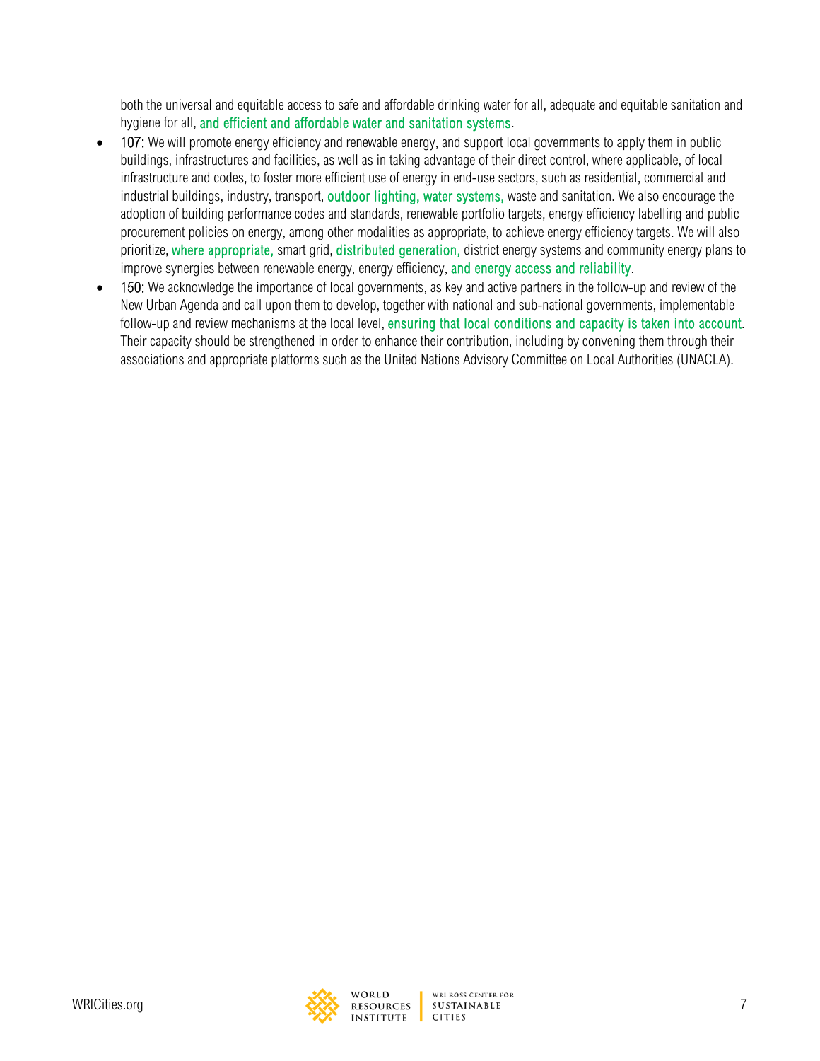both the universal and equitable access to safe and affordable drinking water for all, adequate and equitable sanitation and hygiene for all, and efficient and affordable water and sanitation systems.

- 107: We will promote energy efficiency and renewable energy, and support local governments to apply them in public buildings, infrastructures and facilities, as well as in taking advantage of their direct control, where applicable, of local infrastructure and codes, to foster more efficient use of energy in end-use sectors, such as residential, commercial and industrial buildings, industry, transport, outdoor lighting, water systems, waste and sanitation. We also encourage the adoption of building performance codes and standards, renewable portfolio targets, energy efficiency labelling and public procurement policies on energy, among other modalities as appropriate, to achieve energy efficiency targets. We will also prioritize, where appropriate, smart grid, distributed generation, district energy systems and community energy plans to improve synergies between renewable energy, energy efficiency, and energy access and reliability.
- 150: We acknowledge the importance of local governments, as key and active partners in the follow-up and review of the New Urban Agenda and call upon them to develop, together with national and sub-national governments, implementable follow-up and review mechanisms at the local level, ensuring that local conditions and capacity is taken into account. Their capacity should be strengthened in order to enhance their contribution, including by convening them through their associations and appropriate platforms such as the United Nations Advisory Committee on Local Authorities (UNACLA).